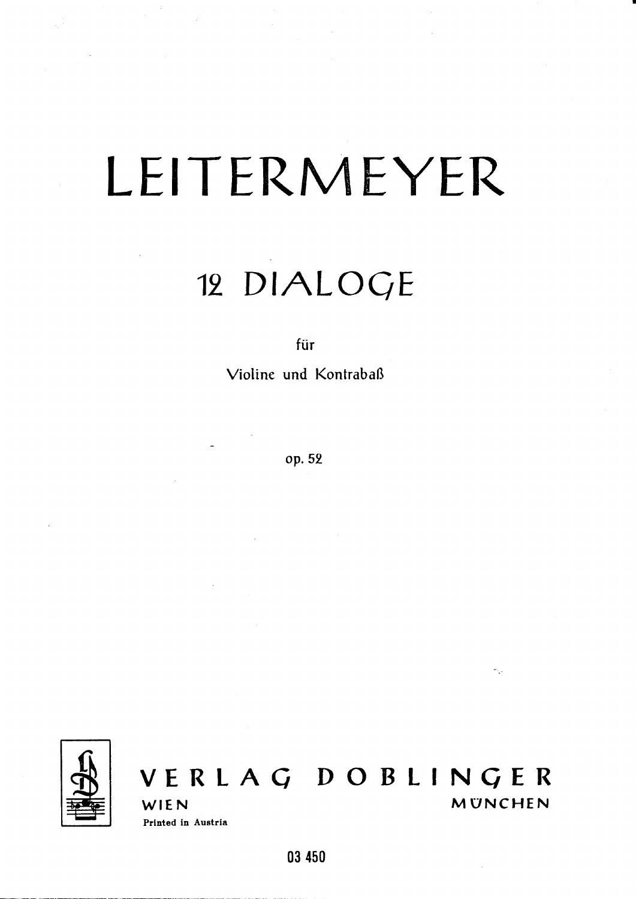# LEITERMEYER

## 12 DIALOGE

für

Violine und Kontrabaß

op. 52

**VERLAG DOBLINGER**

WIEN MÜNCHEN

Printed in Austria

03 450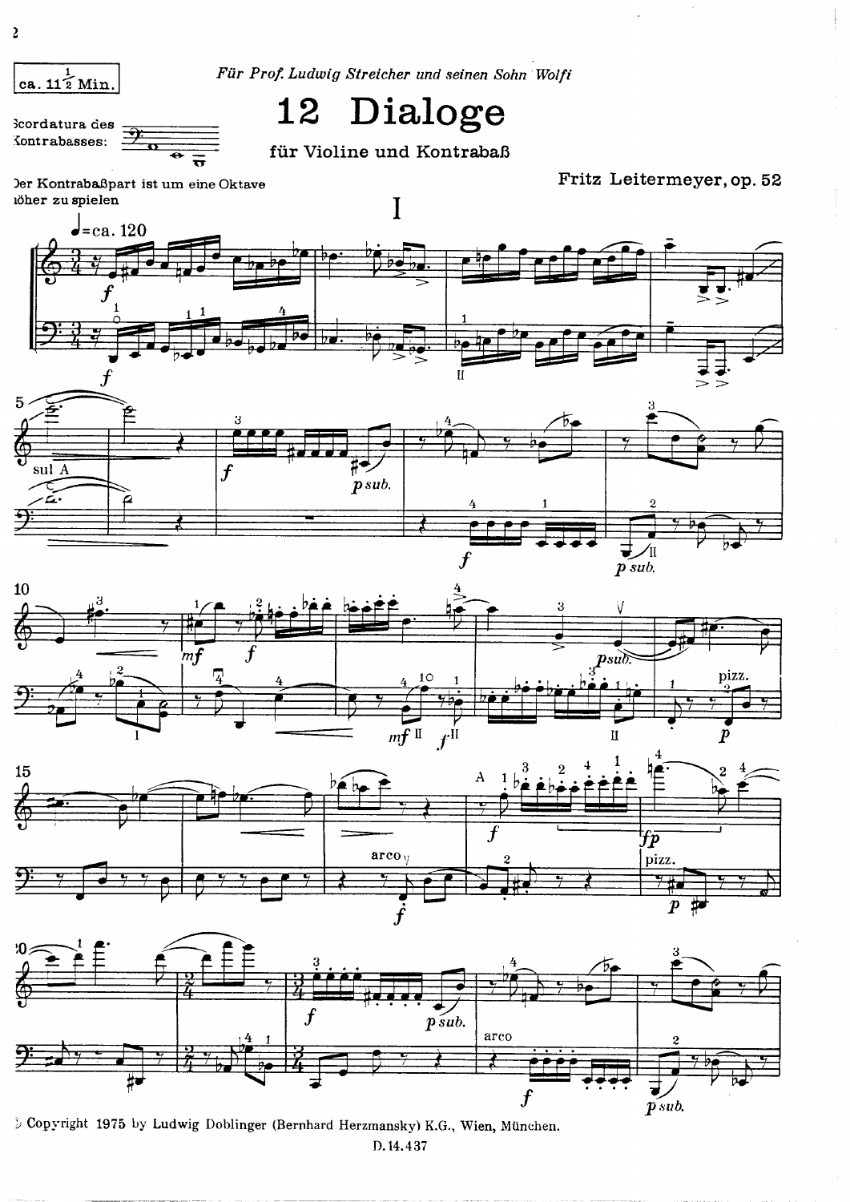ca. 11½ Min.

*Für Prof. Ludwig Streicher und seinen Sohn Wolfi*

# 12 Dialoge

für Violine und Kontrabaß

Fritz Leitermeyer, op. 52

Scordatura des Kontrabasses:

Der Kontrabaßpart ist um eine Oktave höher zu spielen

## I

© Copyright 1975 by Ludwig Doblinger (Bernhard Herzmansky) K.G., Wien, München.

D. 14.437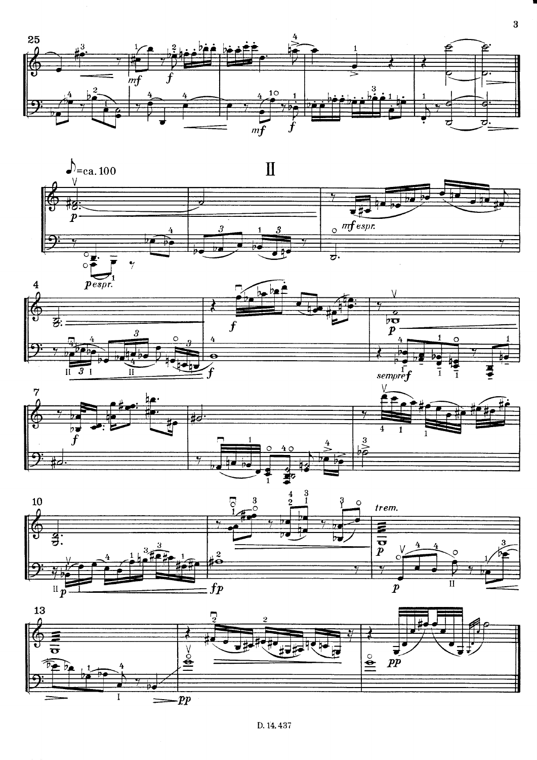♪ = ca. 100

## II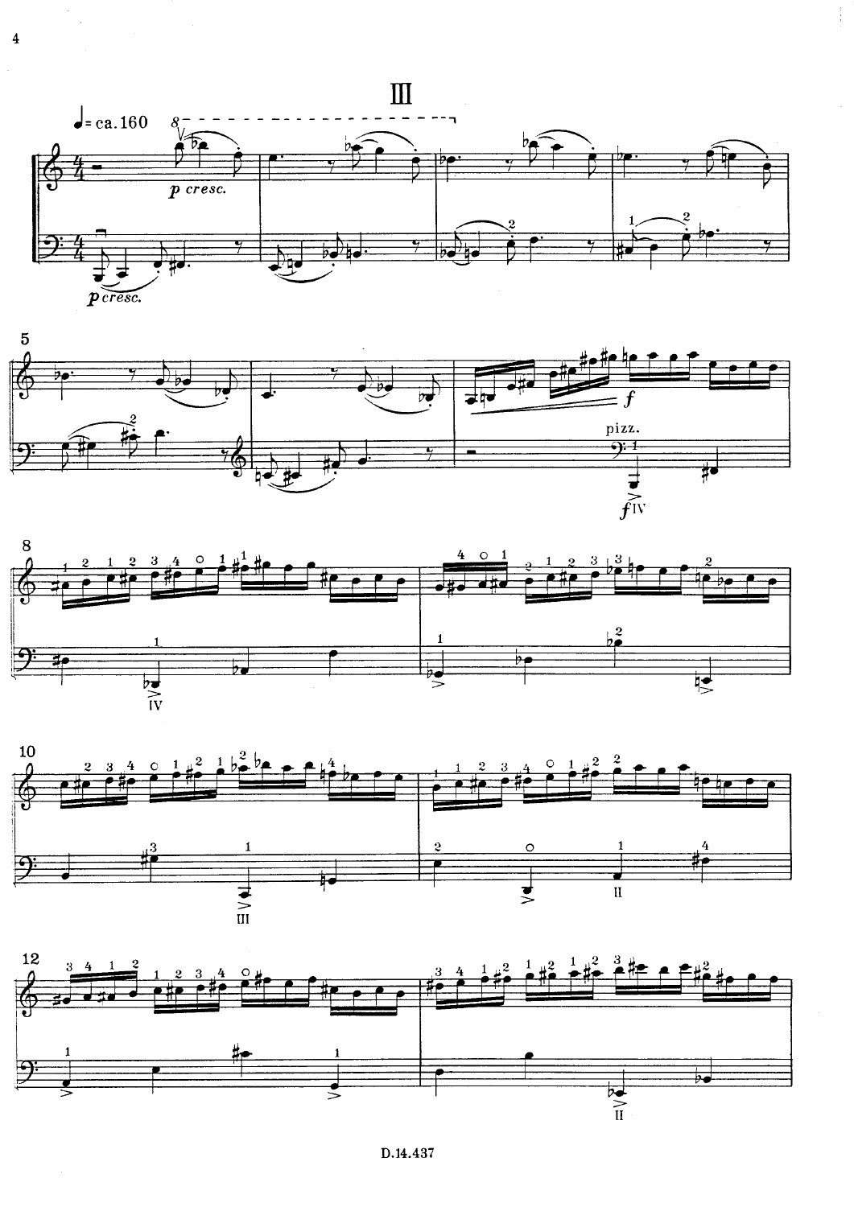# III

♩ = ca.160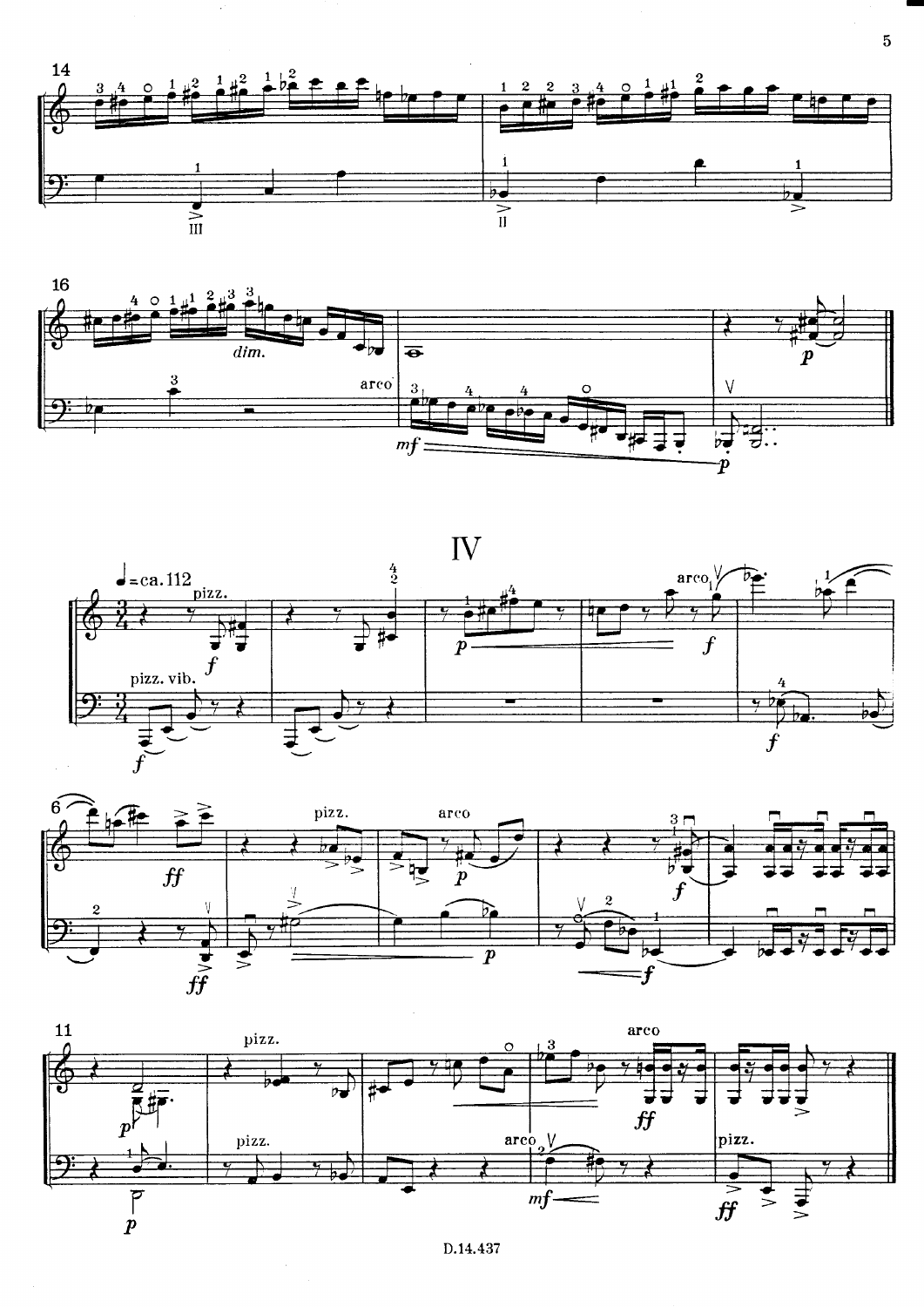# IV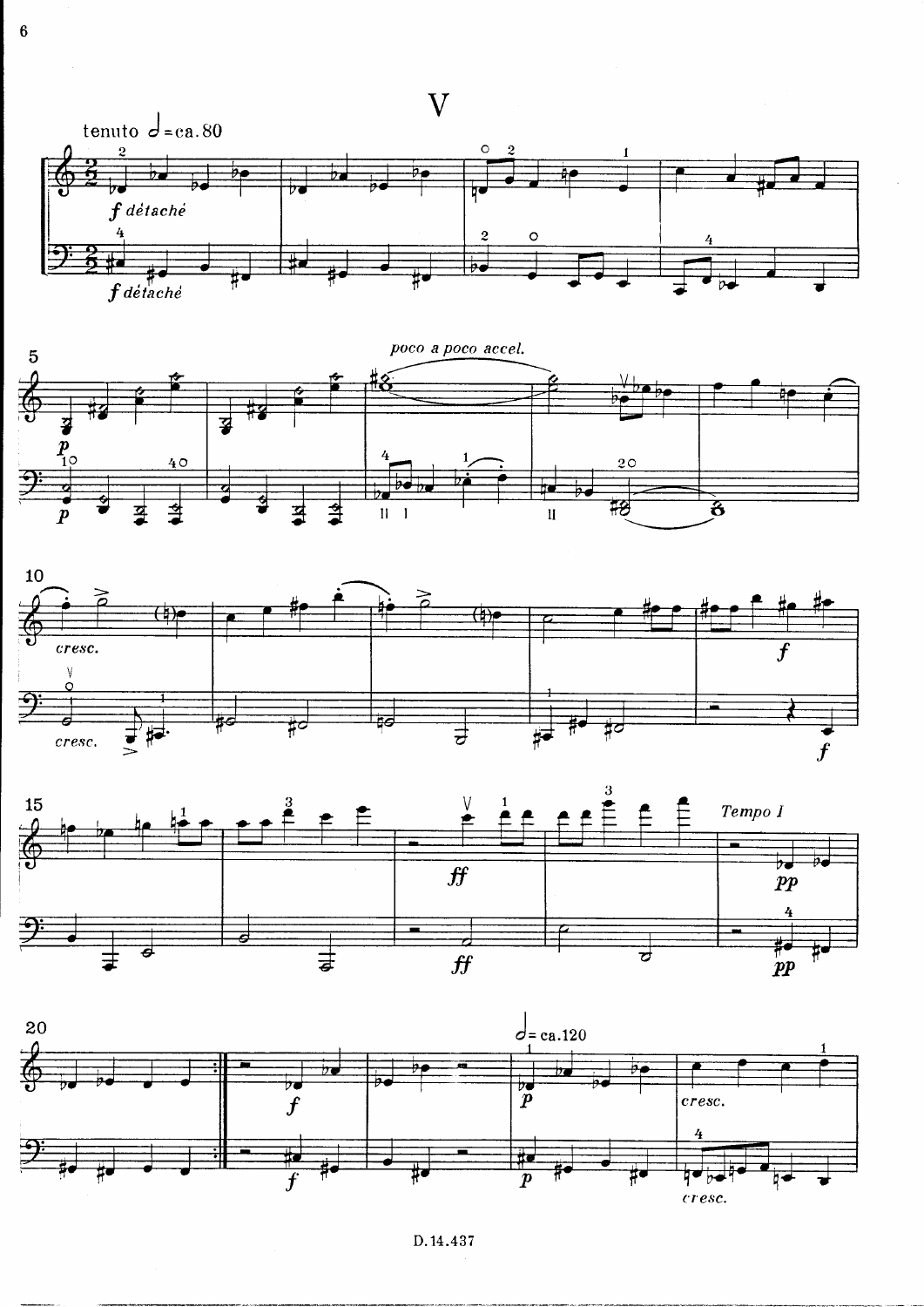# V

tenuto 𝅗𝅥 = ca. 80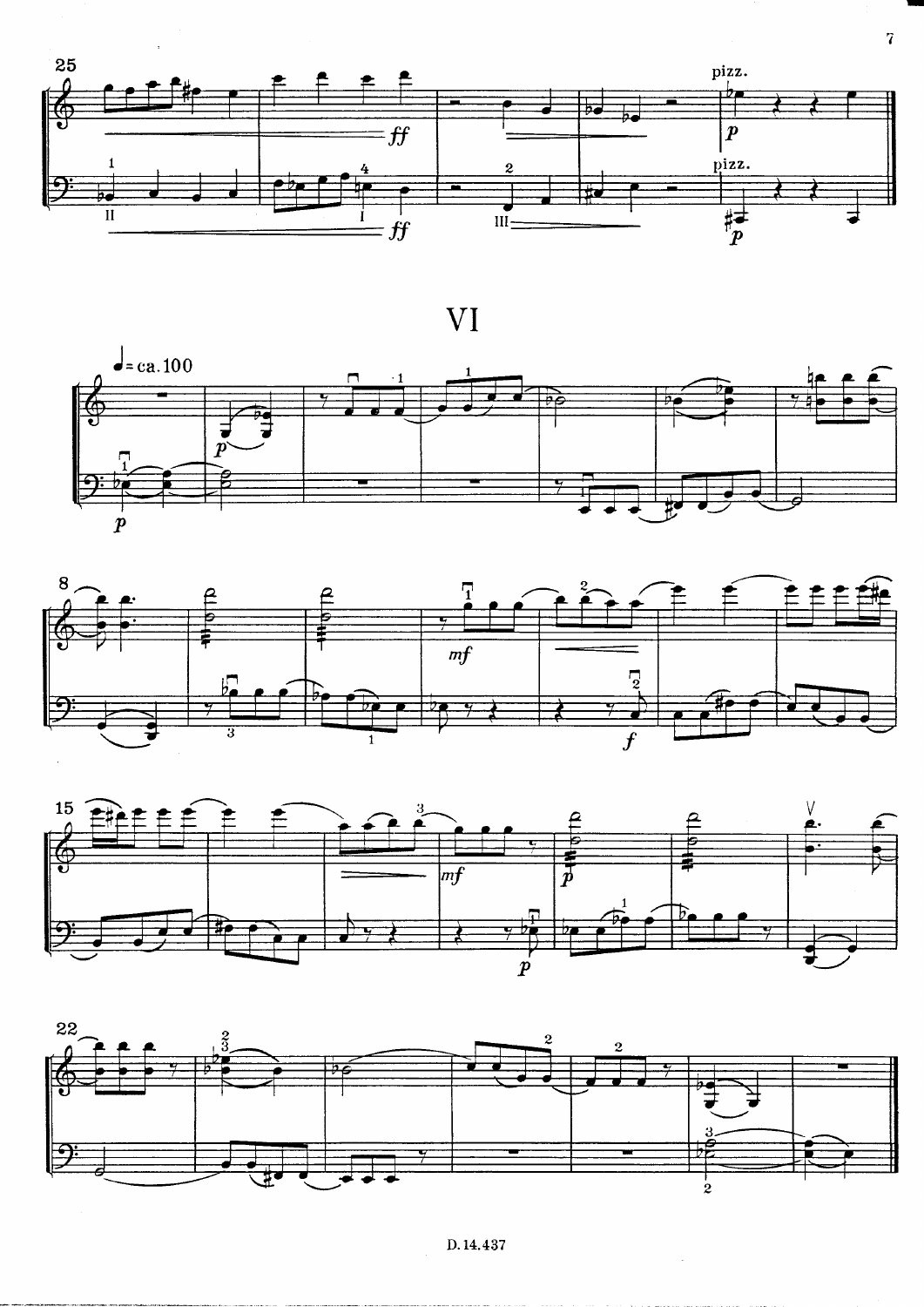# VI

♩ = ca. 100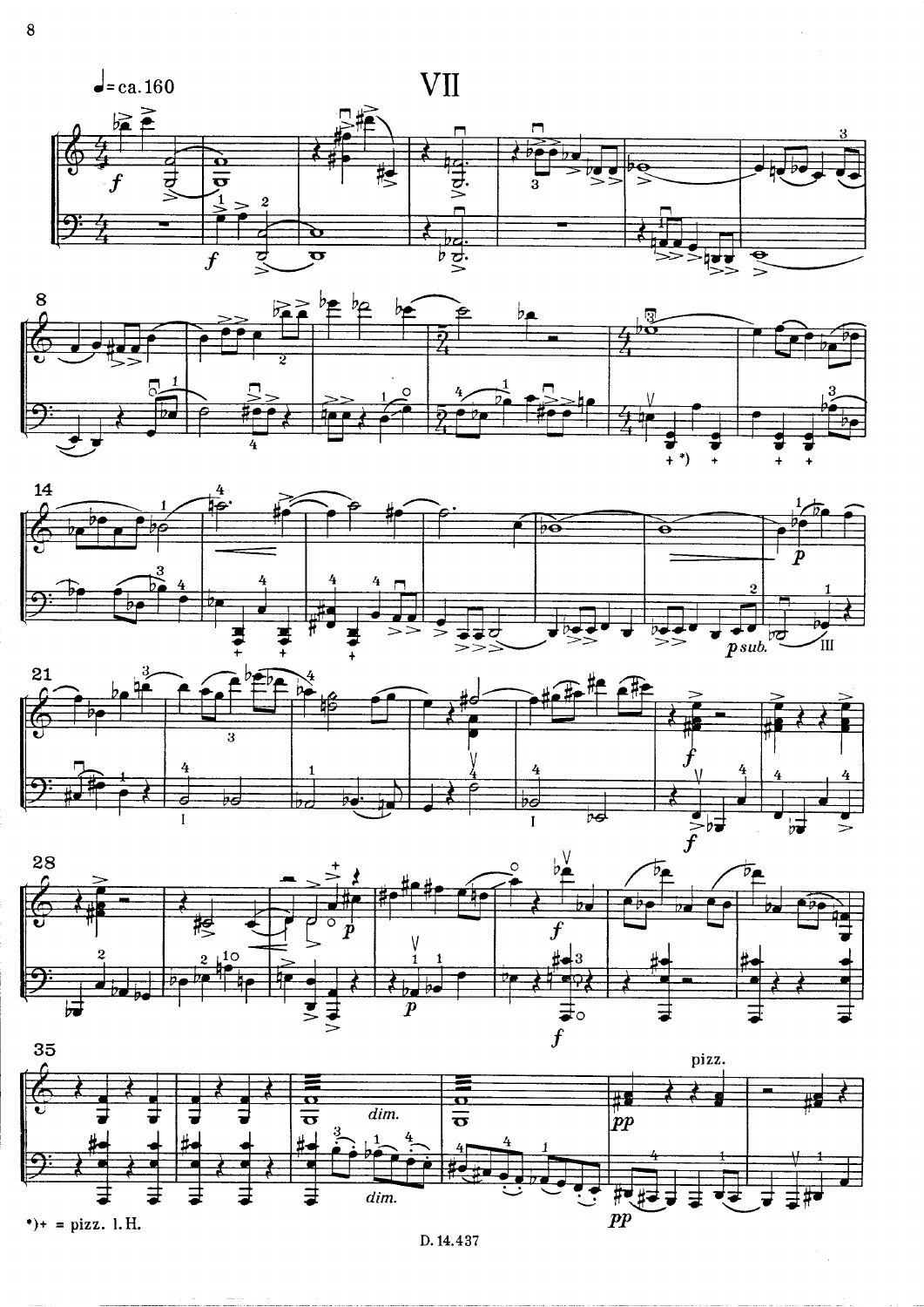# VII

♩= ca.160

*)+ = pizz. l.H.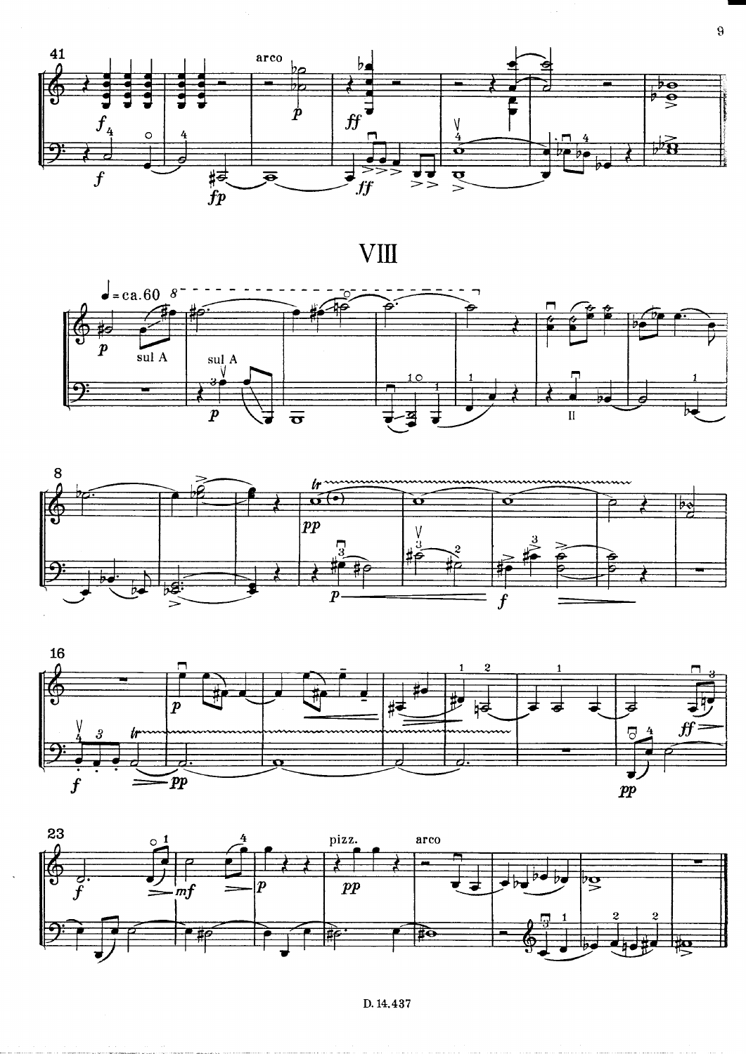# VIII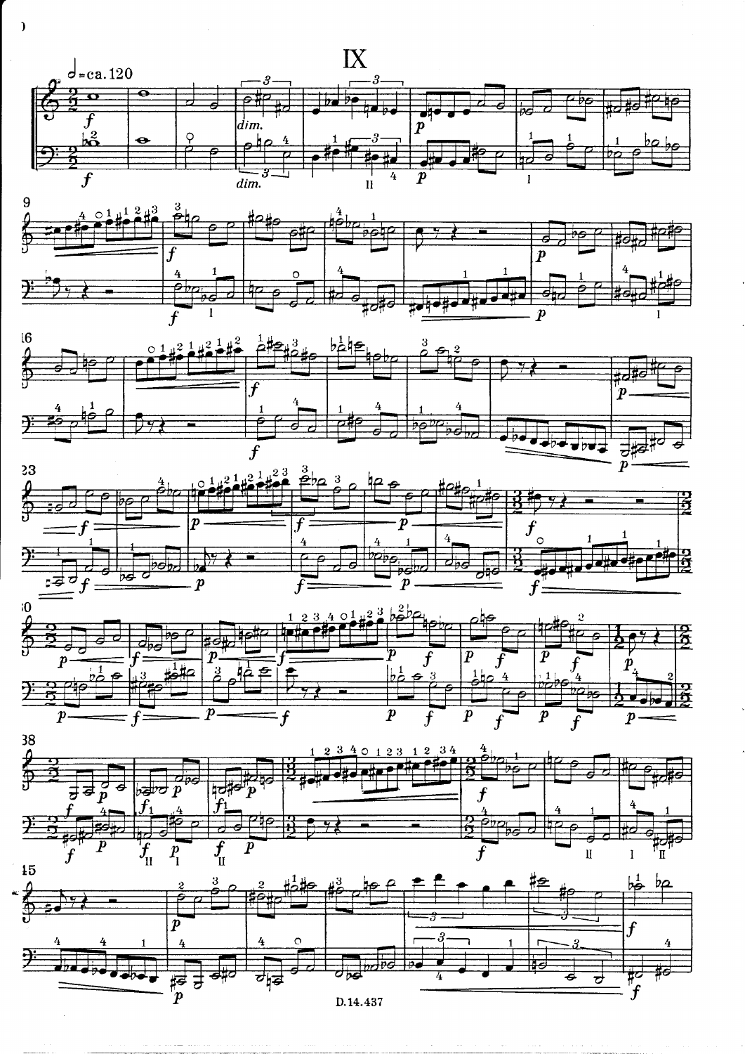# IX

𝅗𝅥 = ca. 120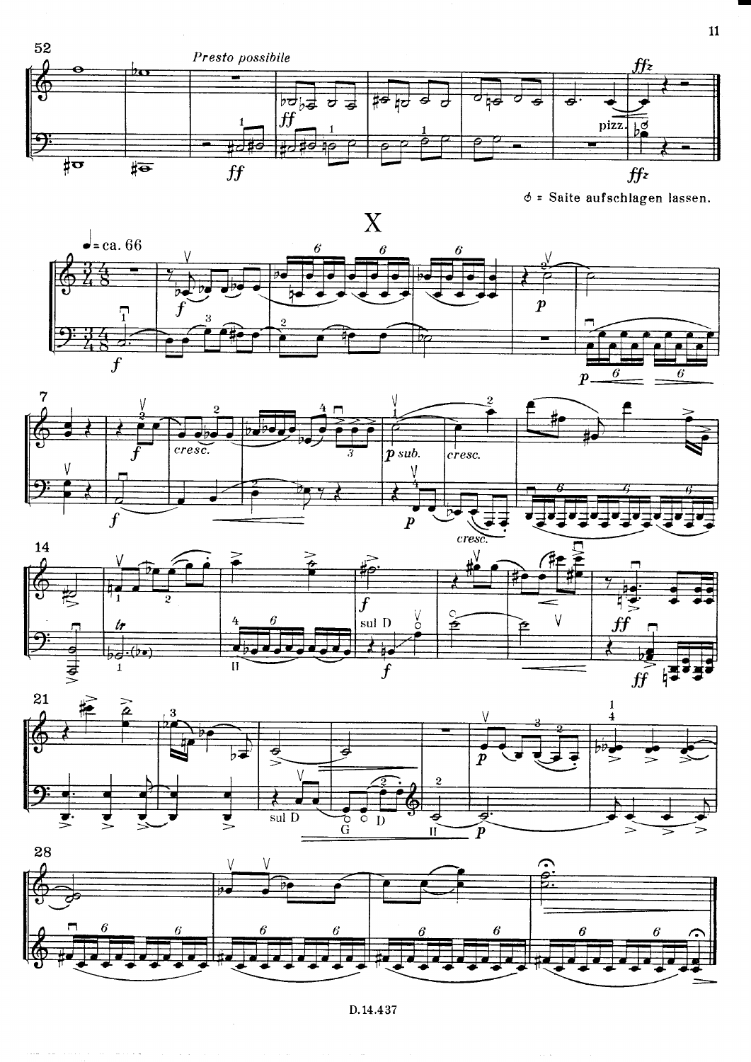Presto possibile

ꝺ = Saite aufschlagen lassen.

# X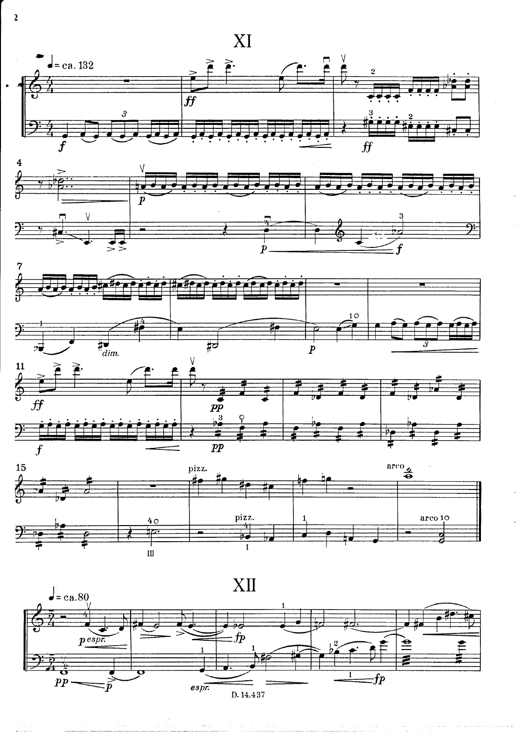# XI

♩ = ca. 132

# XII

♩ = ca. 80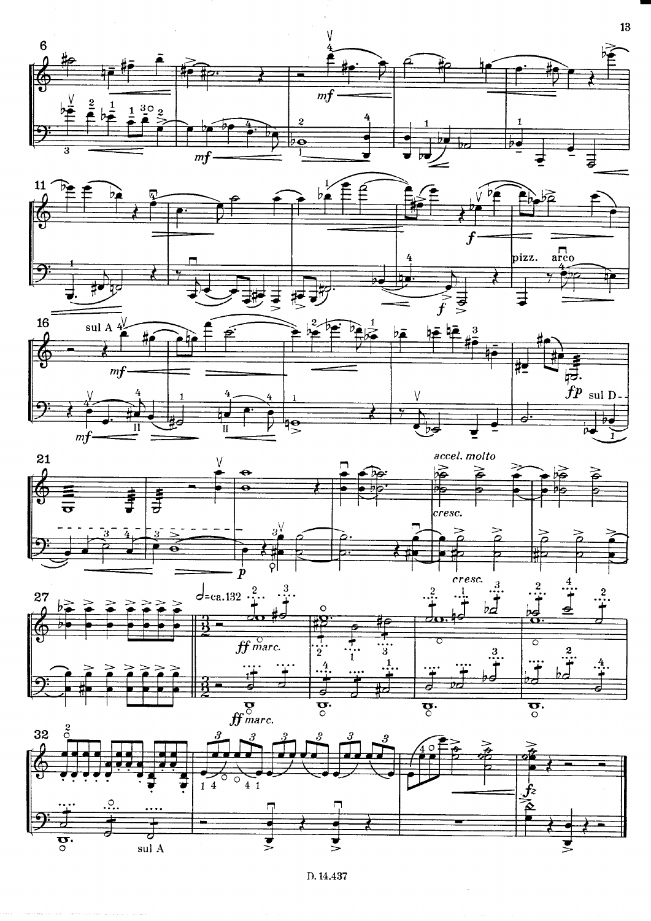D. 14.437